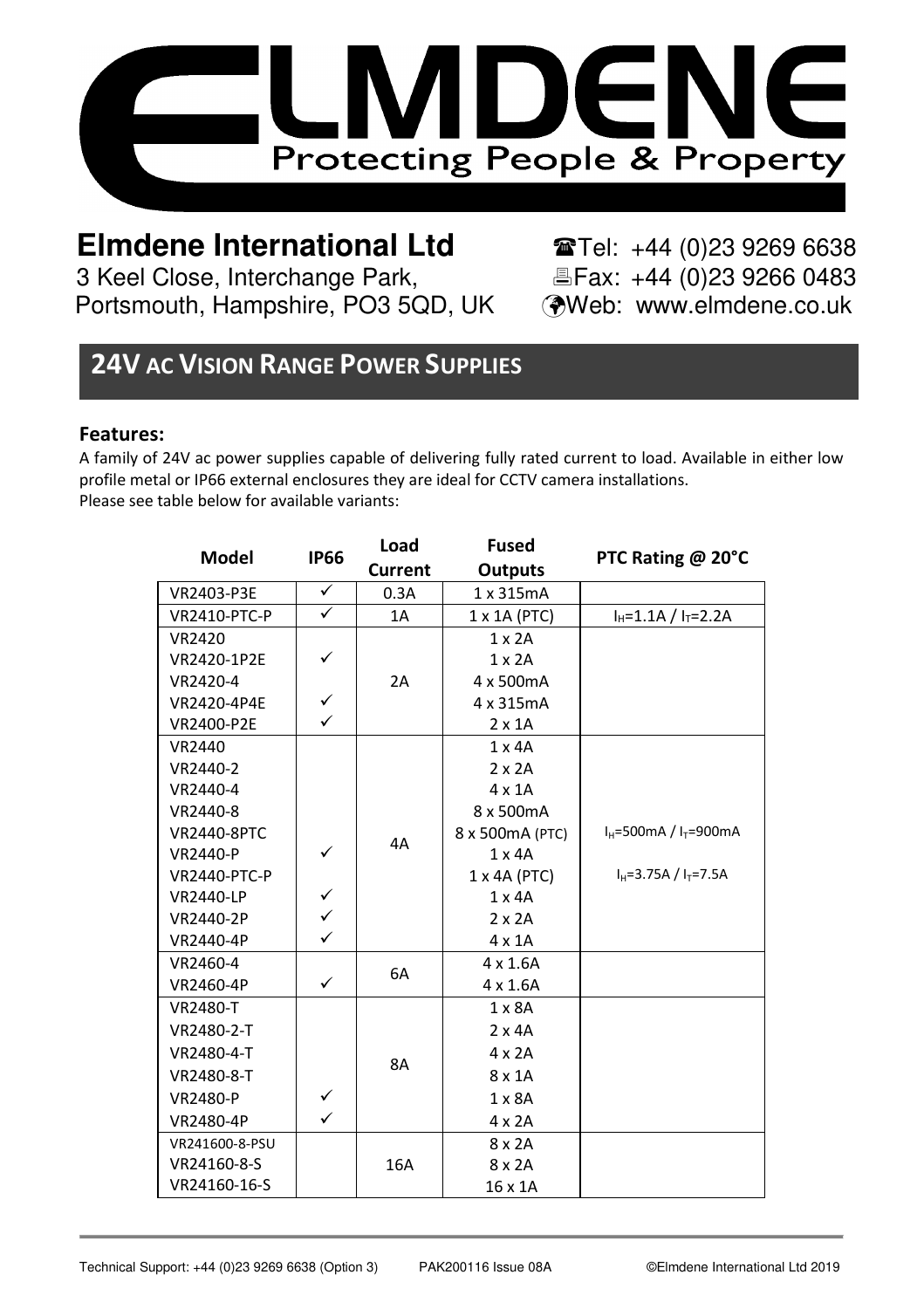# ELMDENE

Protecting People & Property

**Elmdene International Ltd**
3 Keel Close, Interchange Park,
Portsmouth, Hampshire, PO3 5QD, UK

☎Tel: +44 (0)23 9269 6638
🖷Fax: +44 (0)23 9266 0483
Web: www.elmdene.co.uk

## 24V AC VISION RANGE POWER SUPPLIES

### Features:

A family of 24V ac power supplies capable of delivering fully rated current to load. Available in either low profile metal or IP66 external enclosures they are ideal for CCTV camera installations.
Please see table below for available variants:

| Model | IP66 | Load Current | Fused Outputs | PTC Rating @ 20°C |
|---|---|---|---|---|
| VR2403-P3E | ✓ | 0.3A | 1 x 315mA | |
| VR2410-PTC-P | ✓ | 1A | 1 x 1A (PTC) | $I_H$=1.1A / $I_T$=2.2A |
| VR2420 | | 2A | 1 x 2A | |
| VR2420-1P2E | ✓ | | 1 x 2A | |
| VR2420-4 | | | 4 x 500mA | |
| VR2420-4P4E | ✓ | | 4 x 315mA | |
| VR2400-P2E | ✓ | | 2 x 1A | |
| VR2440 | | 4A | 1 x 4A | |
| VR2440-2 | | | 2 x 2A | |
| VR2440-4 | | | 4 x 1A | |
| VR2440-8 | | | 8 x 500mA | |
| VR2440-8PTC | | | 8 x 500mA (PTC) | $I_H$=500mA / $I_T$=900mA |
| VR2440-P | ✓ | | 1 x 4A | |
| VR2440-PTC-P | | | 1 x 4A (PTC) | $I_H$=3.75A / $I_T$=7.5A |
| VR2440-LP | ✓ | | 1 x 4A | |
| VR2440-2P | ✓ | | 2 x 2A | |
| VR2440-4P | ✓ | | 4 x 1A | |
| VR2460-4 | | 6A | 4 x 1.6A | |
| VR2460-4P | ✓ | | 4 x 1.6A | |
| VR2480-T | | 8A | 1 x 8A | |
| VR2480-2-T | | | 2 x 4A | |
| VR2480-4-T | | | 4 x 2A | |
| VR2480-8-T | | | 8 x 1A | |
| VR2480-P | ✓ | | 1 x 8A | |
| VR2480-4P | ✓ | | 4 x 2A | |
| VR241600-8-PSU | | 16A | 8 x 2A | |
| VR24160-8-S | | | 8 x 2A | |
| VR24160-16-S | | | 16 x 1A | |

Technical Support: +44 (0)23 9269 6638 (Option 3) PAK200116 Issue 08A ©Elmdene International Ltd 2019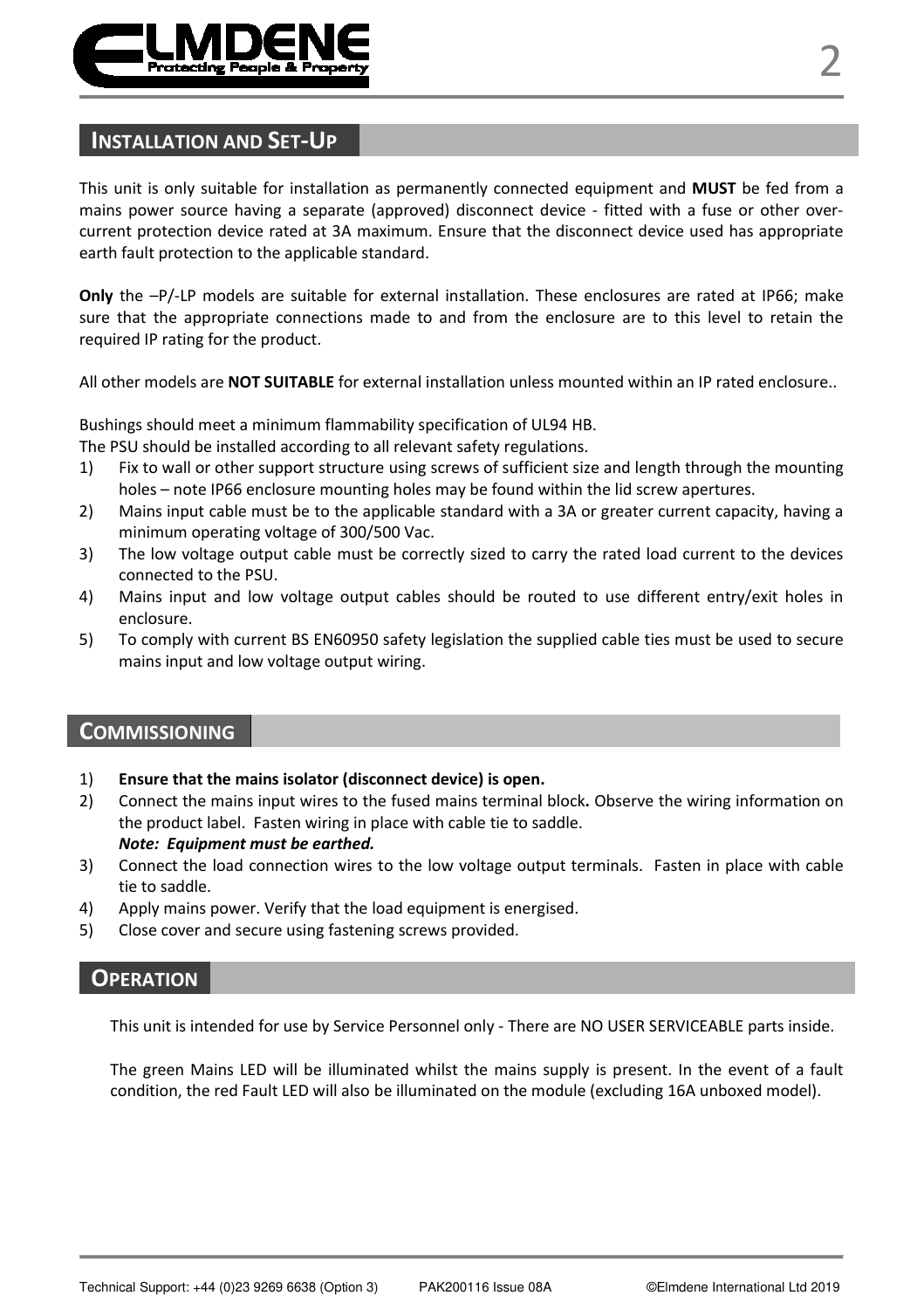## INSTALLATION AND SET-UP

This unit is only suitable for installation as permanently connected equipment and **MUST** be fed from a mains power source having a separate (approved) disconnect device - fitted with a fuse or other over-current protection device rated at 3A maximum. Ensure that the disconnect device used has appropriate earth fault protection to the applicable standard.

**Only** the –P/-LP models are suitable for external installation. These enclosures are rated at IP66; make sure that the appropriate connections made to and from the enclosure are to this level to retain the required IP rating for the product.

All other models are **NOT SUITABLE** for external installation unless mounted within an IP rated enclosure..

Bushings should meet a minimum flammability specification of UL94 HB.
The PSU should be installed according to all relevant safety regulations.

1) Fix to wall or other support structure using screws of sufficient size and length through the mounting holes – note IP66 enclosure mounting holes may be found within the lid screw apertures.
2) Mains input cable must be to the applicable standard with a 3A or greater current capacity, having a minimum operating voltage of 300/500 Vac.
3) The low voltage output cable must be correctly sized to carry the rated load current to the devices connected to the PSU.
4) Mains input and low voltage output cables should be routed to use different entry/exit holes in enclosure.
5) To comply with current BS EN60950 safety legislation the supplied cable ties must be used to secure mains input and low voltage output wiring.

## COMMISSIONING

1) **Ensure that the mains isolator (disconnect device) is open.**
2) Connect the mains input wires to the fused mains terminal block**.** Observe the wiring information on the product label. Fasten wiring in place with cable tie to saddle.
   ***Note: Equipment must be earthed.***
3) Connect the load connection wires to the low voltage output terminals. Fasten in place with cable tie to saddle.
4) Apply mains power. Verify that the load equipment is energised.
5) Close cover and secure using fastening screws provided.

## OPERATION

This unit is intended for use by Service Personnel only - There are NO USER SERVICEABLE parts inside.

The green Mains LED will be illuminated whilst the mains supply is present. In the event of a fault condition, the red Fault LED will also be illuminated on the module (excluding 16A unboxed model).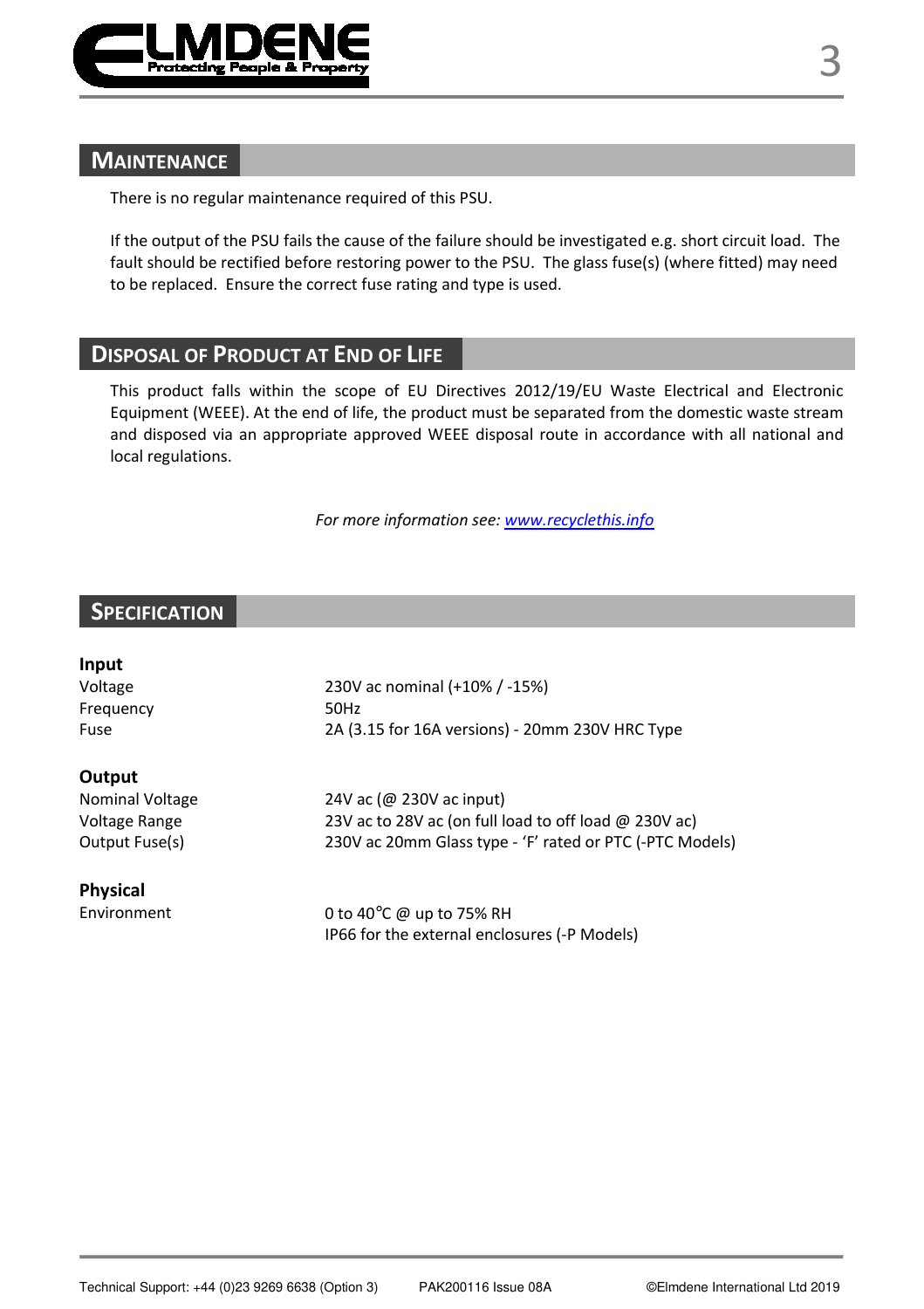## MAINTENANCE

There is no regular maintenance required of this PSU.

If the output of the PSU fails the cause of the failure should be investigated e.g. short circuit load. The fault should be rectified before restoring power to the PSU. The glass fuse(s) (where fitted) may need to be replaced. Ensure the correct fuse rating and type is used.

## DISPOSAL OF PRODUCT AT END OF LIFE

This product falls within the scope of EU Directives 2012/19/EU Waste Electrical and Electronic Equipment (WEEE). At the end of life, the product must be separated from the domestic waste stream and disposed via an appropriate approved WEEE disposal route in accordance with all national and local regulations.

*For more information see: www.recyclethis.info*

## SPECIFICATION

**Input**

| | |
|---|---|
| Voltage | 230V ac nominal (+10% / -15%) |
| Frequency | 50Hz |
| Fuse | 2A (3.15 for 16A versions) - 20mm 230V HRC Type |

**Output**

| | |
|---|---|
| Nominal Voltage | 24V ac (@ 230V ac input) |
| Voltage Range | 23V ac to 28V ac (on full load to off load @ 230V ac) |
| Output Fuse(s) | 230V ac 20mm Glass type - 'F' rated or PTC (-PTC Models) |

**Physical**

| | |
|---|---|
| Environment | 0 to 40°C @ up to 75% RH<br>IP66 for the external enclosures (-P Models) |

Technical Support: +44 (0)23 9269 6638 (Option 3) PAK200116 Issue 08A ©Elmdene International Ltd 2019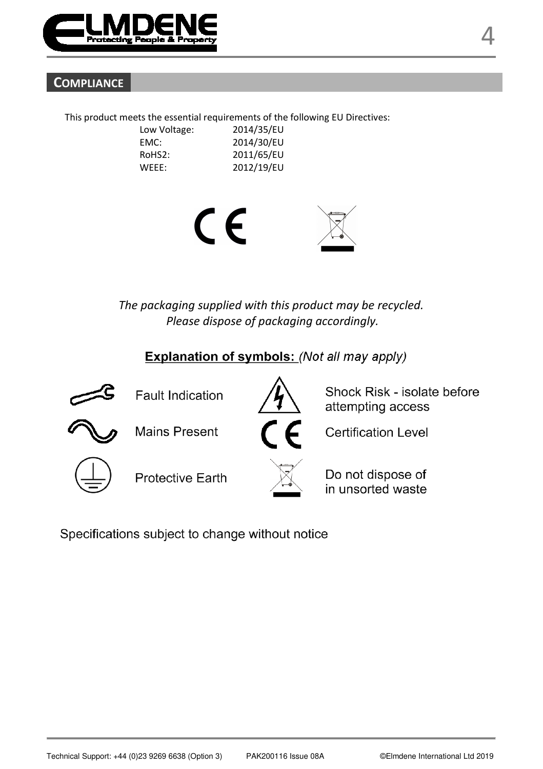## COMPLIANCE

This product meets the essential requirements of the following EU Directives:

| | |
|---|---|
| Low Voltage: | 2014/35/EU |
| EMC: | 2014/30/EU |
| RoHS2: | 2011/65/EU |
| WEEE: | 2012/19/EU |

*The packaging supplied with this product may be recycled.*
*Please dispose of packaging accordingly.*

**Explanation of symbols:** *(Not all may apply)*

Fault Indication

Shock Risk - isolate before attempting access

Mains Present

Certification Level

Protective Earth

Do not dispose of in unsorted waste

Specifications subject to change without notice

Technical Support: +44 (0)23 9269 6638 (Option 3) PAK200116 Issue 08A ©Elmdene International Ltd 2019